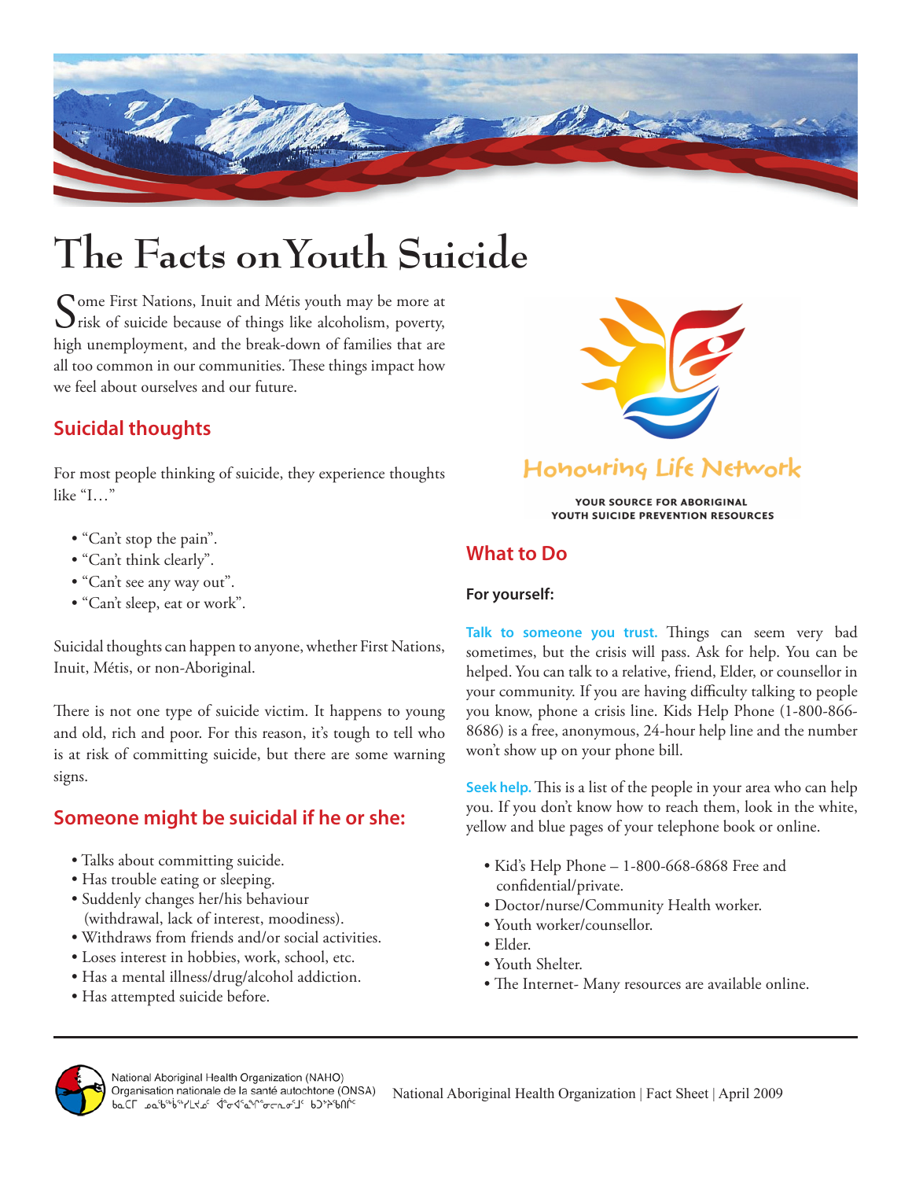// Layout note: this page has two columns, merged into single-column reading order. The footer line "National Aboriginal Health Organization | Fact Sheet | April 2009" is a running footer and is left out.
# The Facts on Youth Suicide

Some First Nations, Inuit and Métis youth may be more at risk of suicide because of things like alcoholism, poverty, high unemployment, and the break-down of families that are all too common in our communities. These things impact how we feel about ourselves and our future.

## Suicidal thoughts

For most people thinking of suicide, they experience thoughts like "I…"

- "Can't stop the pain".
- "Can't think clearly".
- "Can't see any way out".
- "Can't sleep, eat or work".

Suicidal thoughts can happen to anyone, whether First Nations, Inuit, Métis, or non-Aboriginal.

There is not one type of suicide victim. It happens to young and old, rich and poor. For this reason, it's tough to tell who is at risk of committing suicide, but there are some warning signs.

## Someone might be suicidal if he or she:

- Talks about committing suicide.
- Has trouble eating or sleeping.
- Suddenly changes her/his behaviour (withdrawal, lack of interest, moodiness).
- Withdraws from friends and/or social activities.
- Loses interest in hobbies, work, school, etc.
- Has a mental illness/drug/alcohol addiction.
- Has attempted suicide before.

Honouring Life Network

YOUR SOURCE FOR ABORIGINAL YOUTH SUICIDE PREVENTION RESOURCES

## What to Do

**For yourself:**

**Talk to someone you trust.** Things can seem very bad sometimes, but the crisis will pass. Ask for help. You can be helped. You can talk to a relative, friend, Elder, or counsellor in your community. If you are having difficulty talking to people you know, phone a crisis line. Kids Help Phone (1-800-866-8686) is a free, anonymous, 24-hour help line and the number won't show up on your phone bill.

**Seek help.** This is a list of the people in your area who can help you. If you don't know how to reach them, look in the white, yellow and blue pages of your telephone book or online.

- Kid's Help Phone – 1-800-668-6868 Free and confidential/private.
- Doctor/nurse/Community Health worker.
- Youth worker/counsellor.
- Elder.
- Youth Shelter.
- The Internet- Many resources are available online.

National Aboriginal Health Organization (NAHO)
Organisation nationale de la santé autochtone (ONSA)
ᑲᓇᑕᒥ ᓄᓇᖃᖅᑳᖅᓯᒪᔪᓄᑦ ᐋᓐᓂᐊᖃᙱᓐᓂᕐᒧᑦ ᑲᑐᔾᔨᖃᑎᒌᑦ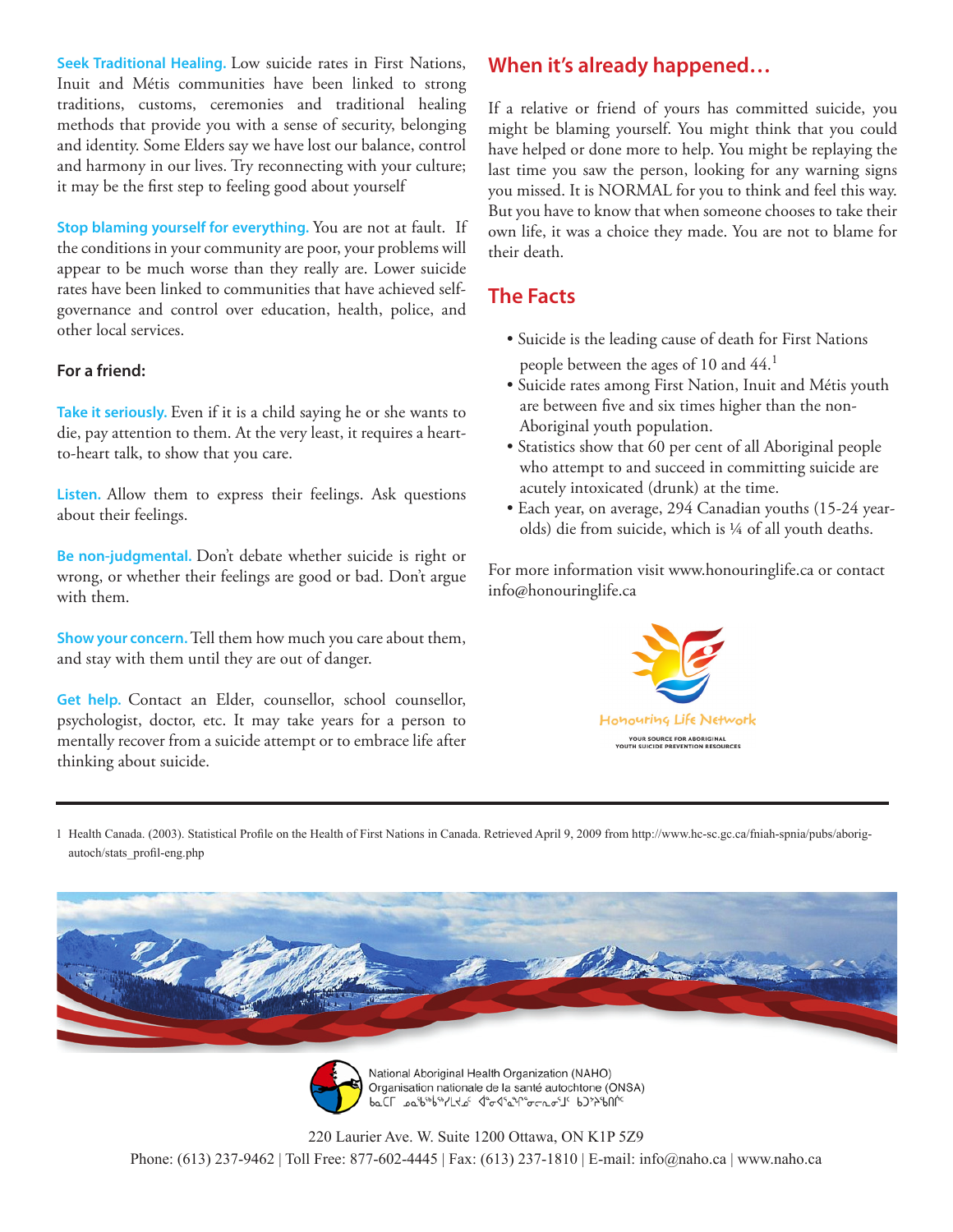**Seek Traditional Healing.** Low suicide rates in First Nations, Inuit and Métis communities have been linked to strong traditions, customs, ceremonies and traditional healing methods that provide you with a sense of security, belonging and identity. Some Elders say we have lost our balance, control and harmony in our lives. Try reconnecting with your culture; it may be the first step to feeling good about yourself

**Stop blaming yourself for everything.** You are not at fault. If the conditions in your community are poor, your problems will appear to be much worse than they really are. Lower suicide rates have been linked to communities that have achieved self-governance and control over education, health, police, and other local services.

**For a friend:**

**Take it seriously.** Even if it is a child saying he or she wants to die, pay attention to them. At the very least, it requires a heart-to-heart talk, to show that you care.

**Listen.** Allow them to express their feelings. Ask questions about their feelings.

**Be non-judgmental.** Don't debate whether suicide is right or wrong, or whether their feelings are good or bad. Don't argue with them.

**Show your concern.** Tell them how much you care about them, and stay with them until they are out of danger.

**Get help.** Contact an Elder, counsellor, school counsellor, psychologist, doctor, etc. It may take years for a person to mentally recover from a suicide attempt or to embrace life after thinking about suicide.

## When it's already happened…

If a relative or friend of yours has committed suicide, you might be blaming yourself. You might think that you could have helped or done more to help. You might be replaying the last time you saw the person, looking for any warning signs you missed. It is NORMAL for you to think and feel this way. But you have to know that when someone chooses to take their own life, it was a choice they made. You are not to blame for their death.

## The Facts

- Suicide is the leading cause of death for First Nations people between the ages of 10 and 44.[1]
- Suicide rates among First Nation, Inuit and Métis youth are between five and six times higher than the non-Aboriginal youth population.
- Statistics show that 60 per cent of all Aboriginal people who attempt to and succeed in committing suicide are acutely intoxicated (drunk) at the time.
- Each year, on average, 294 Canadian youths (15-24 year-olds) die from suicide, which is ¼ of all youth deaths.

For more information visit www.honouringlife.ca or contact info@honouringlife.ca

Honouring Life Network

YOUR SOURCE FOR ABORIGINAL YOUTH SUICIDE PREVENTION RESOURCES

1 Health Canada. (2003). Statistical Profile on the Health of First Nations in Canada. Retrieved April 9, 2009 from http://www.hc-sc.gc.ca/fniah-spnia/pubs/aborig-autoch/stats_profil-eng.php

National Aboriginal Health Organization (NAHO)
Organisation nationale de la santé autochtone (ONSA)
ᑲᓇᑕᒥ ᓄᓇᖃᖅᑳᖅᓯᒪᔪᓄᑦ ᐊᓂᐊᖅᓈᖅᑎᑦᑎᓂᓄᑦ ᑲᑐᔾᔨᖃᑎᒌᑦ

220 Laurier Ave. W. Suite 1200 Ottawa, ON K1P 5Z9
Phone: (613) 237-9462 | Toll Free: 877-602-4445 | Fax: (613) 237-1810 | E-mail: info@naho.ca | www.naho.ca